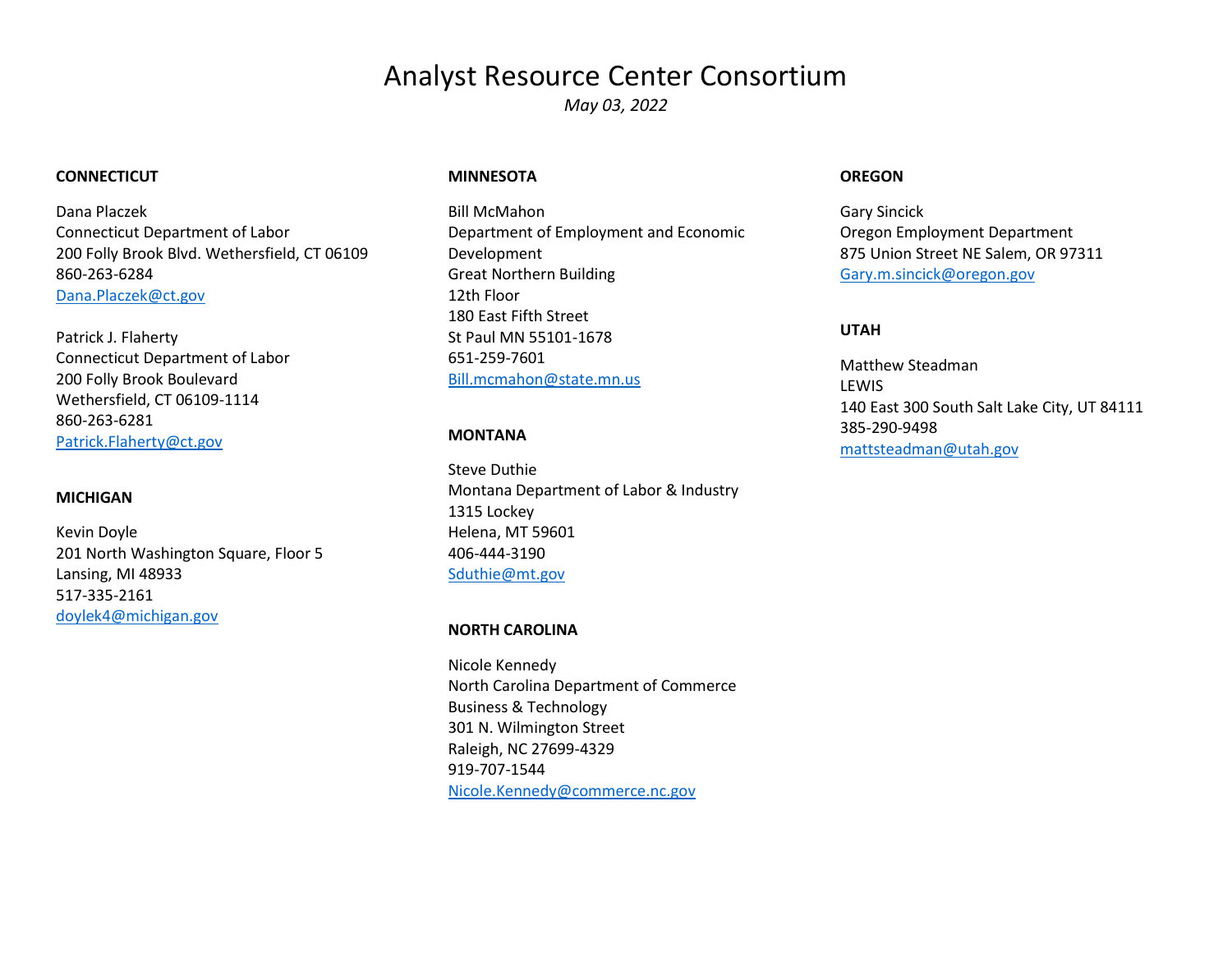# Analyst Resource Center Consortium

*May 03, 2022*

**CONNECTICUT**

Dana Placzek
Connecticut Department of Labor
200 Folly Brook Blvd. Wethersfield, CT 06109
860-263-6284
Dana.Placzek@ct.gov

Patrick J. Flaherty
Connecticut Department of Labor
200 Folly Brook Boulevard
Wethersfield, CT 06109-1114
860-263-6281
Patrick.Flaherty@ct.gov

**MICHIGAN**

Kevin Doyle
201 North Washington Square, Floor 5
Lansing, MI 48933
517-335-2161
doylek4@michigan.gov

**MINNESOTA**

Bill McMahon
Department of Employment and Economic Development
Great Northern Building
12th Floor
180 East Fifth Street
St Paul MN 55101-1678
651-259-7601
Bill.mcmahon@state.mn.us

**MONTANA**

Steve Duthie
Montana Department of Labor & Industry
1315 Lockey
Helena, MT 59601
406-444-3190
Sduthie@mt.gov

**NORTH CAROLINA**

Nicole Kennedy
North Carolina Department of Commerce
Business & Technology
301 N. Wilmington Street
Raleigh, NC 27699-4329
919-707-1544
Nicole.Kennedy@commerce.nc.gov

**OREGON**

Gary Sincick
Oregon Employment Department
875 Union Street NE Salem, OR 97311
Gary.m.sincick@oregon.gov

**UTAH**

Matthew Steadman
LEWIS
140 East 300 South Salt Lake City, UT 84111
385-290-9498
mattsteadman@utah.gov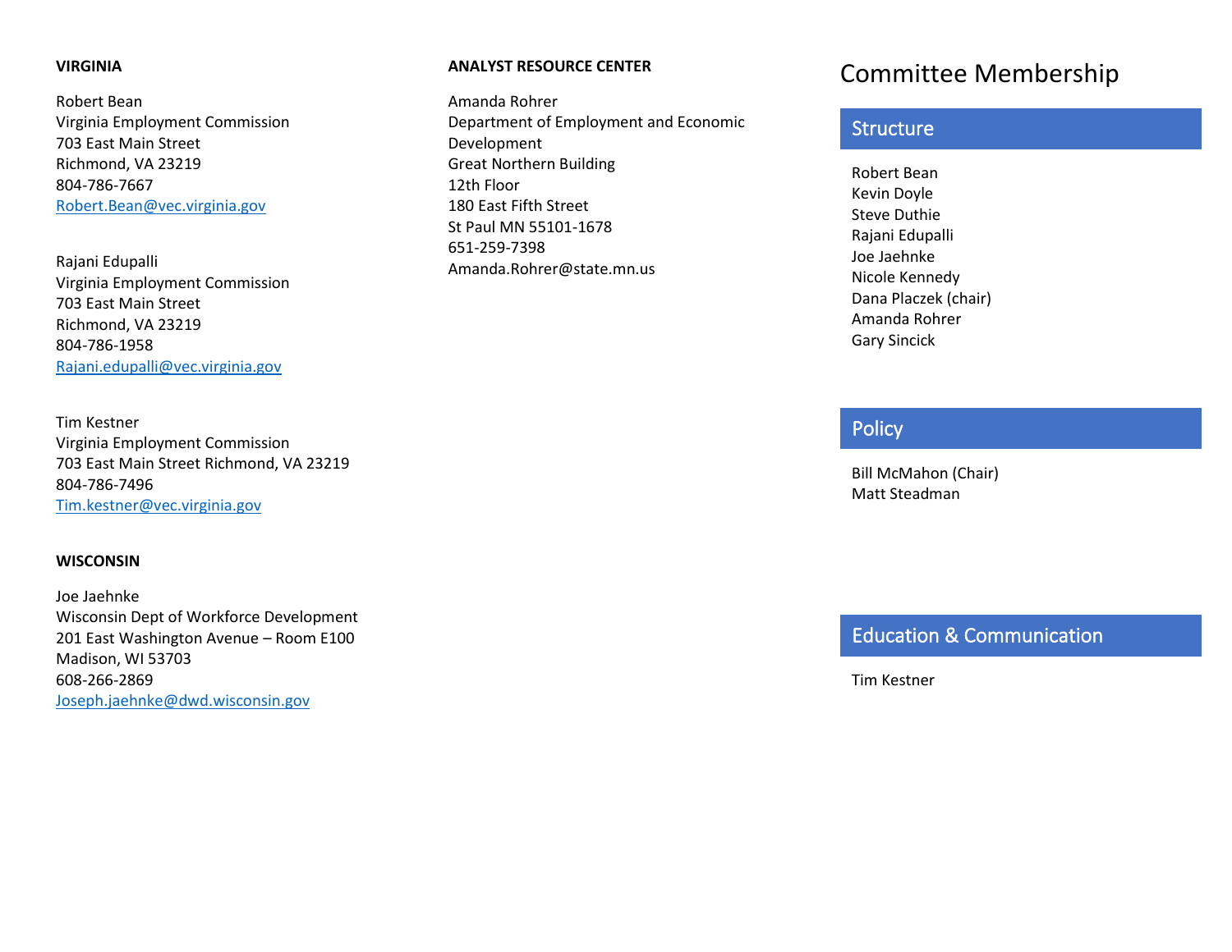**VIRGINIA**

Robert Bean
Virginia Employment Commission
703 East Main Street
Richmond, VA 23219
804-786-7667
Robert.Bean@vec.virginia.gov

Rajani Edupalli
Virginia Employment Commission
703 East Main Street
Richmond, VA 23219
804-786-1958
Rajani.edupalli@vec.virginia.gov

Tim Kestner
Virginia Employment Commission
703 East Main Street Richmond, VA 23219
804-786-7496
Tim.kestner@vec.virginia.gov

**WISCONSIN**

Joe Jaehnke
Wisconsin Dept of Workforce Development
201 East Washington Avenue – Room E100
Madison, WI 53703
608-266-2869
Joseph.jaehnke@dwd.wisconsin.gov

**ANALYST RESOURCE CENTER**

Amanda Rohrer
Department of Employment and Economic Development
Great Northern Building
12th Floor
180 East Fifth Street
St Paul MN 55101-1678
651-259-7398
Amanda.Rohrer@state.mn.us

# Committee Membership

## Structure

Robert Bean
Kevin Doyle
Steve Duthie
Rajani Edupalli
Joe Jaehnke
Nicole Kennedy
Dana Placzek (chair)
Amanda Rohrer
Gary Sincick

## Policy

Bill McMahon (Chair)
Matt Steadman

## Education & Communication

Tim Kestner